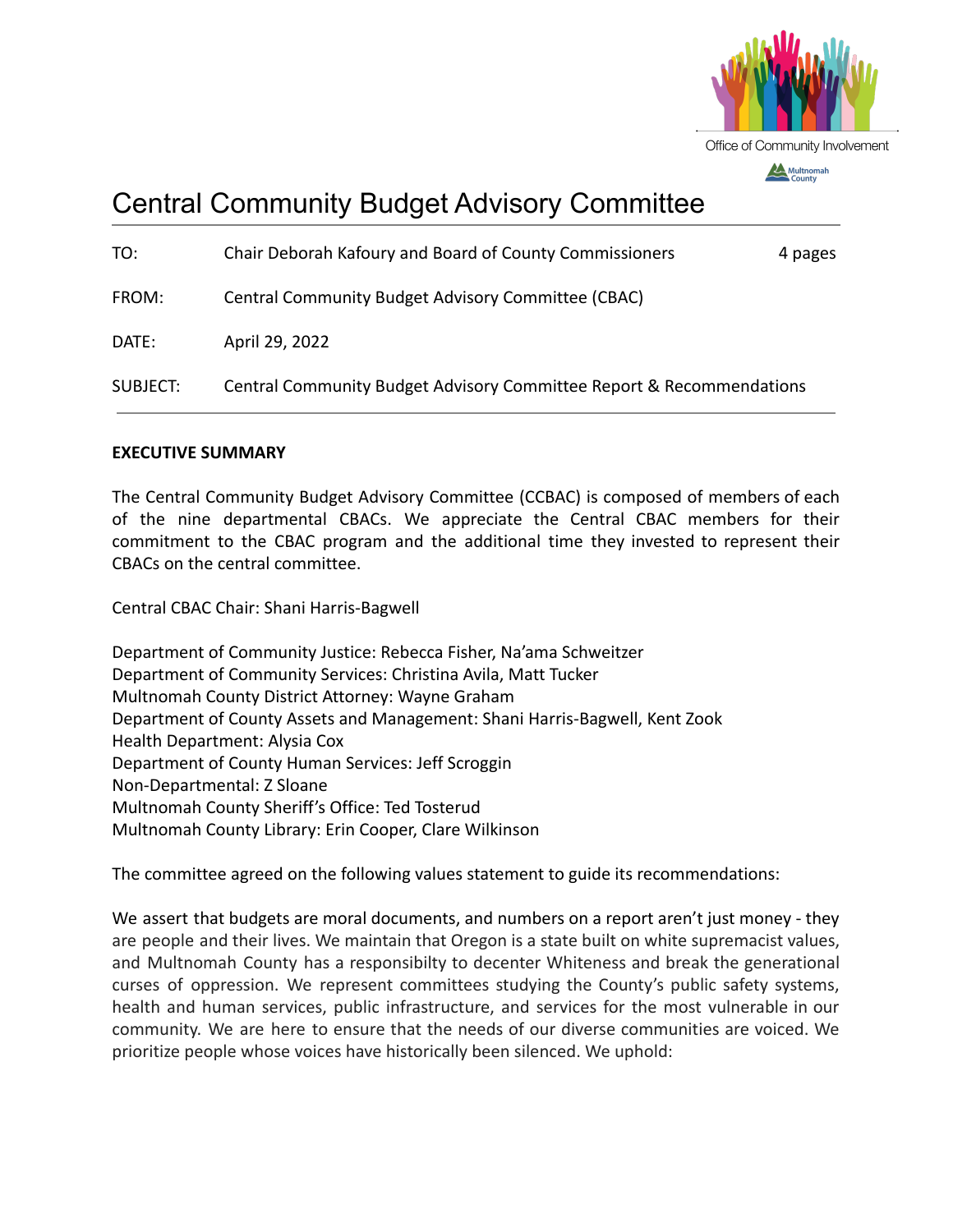Office of Community Involvement

Multnomah County

# Central Community Budget Advisory Committee

| | | |
|---|---|---|
| TO: | Chair Deborah Kafoury and Board of County Commissioners | 4 pages |
| FROM: | Central Community Budget Advisory Committee (CBAC) | |
| DATE: | April 29, 2022 | |
| SUBJECT: | Central Community Budget Advisory Committee Report & Recommendations | |

**EXECUTIVE SUMMARY**

The Central Community Budget Advisory Committee (CCBAC) is composed of members of each of the nine departmental CBACs. We appreciate the Central CBAC members for their commitment to the CBAC program and the additional time they invested to represent their CBACs on the central committee.

Central CBAC Chair: Shani Harris-Bagwell

Department of Community Justice: Rebecca Fisher, Na'ama Schweitzer
Department of Community Services: Christina Avila, Matt Tucker
Multnomah County District Attorney: Wayne Graham
Department of County Assets and Management: Shani Harris-Bagwell, Kent Zook
Health Department: Alysia Cox
Department of County Human Services: Jeff Scroggin
Non-Departmental: Z Sloane
Multnomah County Sheriff's Office: Ted Tosterud
Multnomah County Library: Erin Cooper, Clare Wilkinson

The committee agreed on the following values statement to guide its recommendations:

We assert that budgets are moral documents, and numbers on a report aren't just money - they are people and their lives. We maintain that Oregon is a state built on white supremacist values, and Multnomah County has a responsibilty to decenter Whiteness and break the generational curses of oppression. We represent committees studying the County's public safety systems, health and human services, public infrastructure, and services for the most vulnerable in our community. We are here to ensure that the needs of our diverse communities are voiced. We prioritize people whose voices have historically been silenced. We uphold: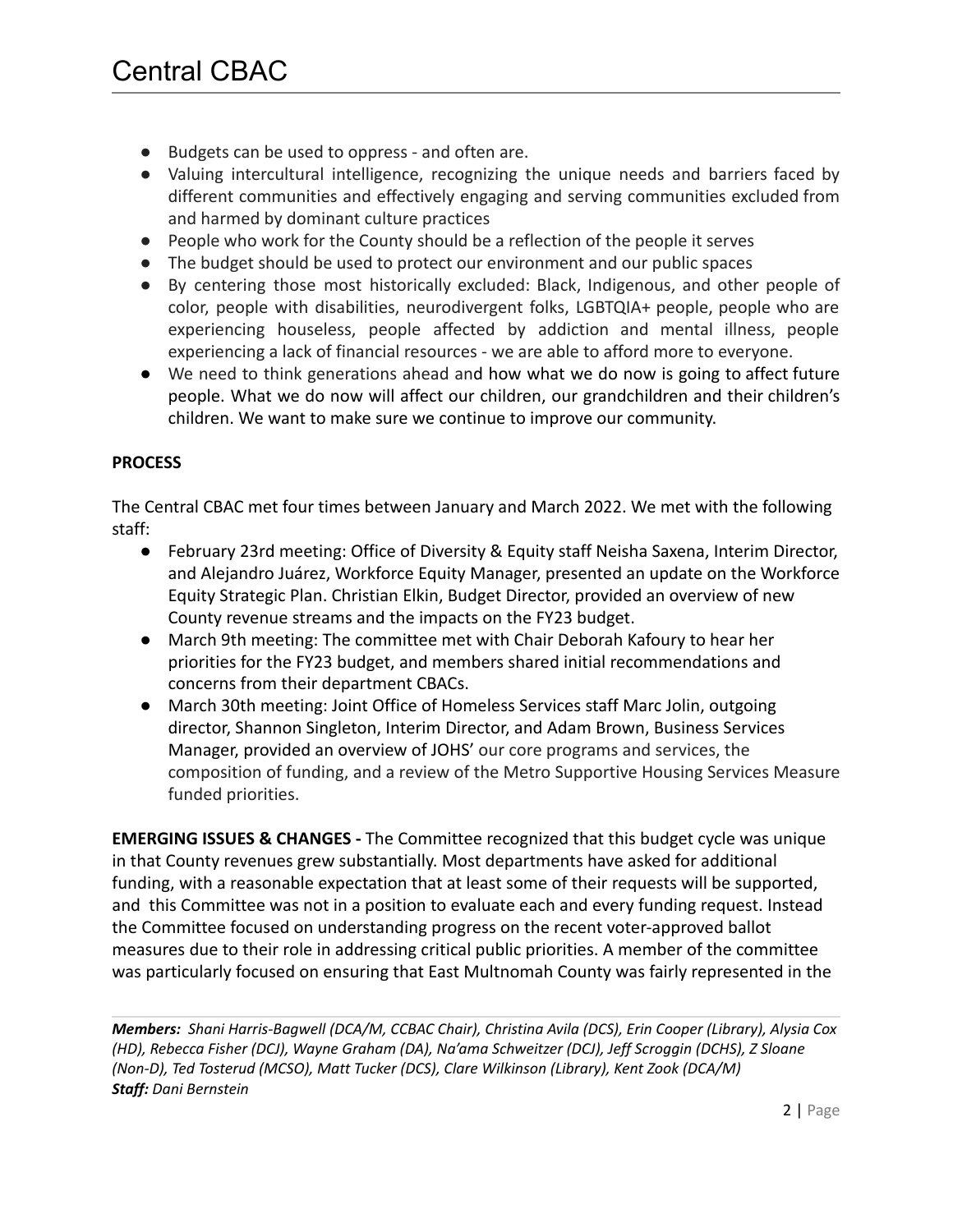- Budgets can be used to oppress - and often are.
- Valuing intercultural intelligence, recognizing the unique needs and barriers faced by different communities and effectively engaging and serving communities excluded from and harmed by dominant culture practices
- People who work for the County should be a reflection of the people it serves
- The budget should be used to protect our environment and our public spaces
- By centering those most historically excluded: Black, Indigenous, and other people of color, people with disabilities, neurodivergent folks, LGBTQIA+ people, people who are experiencing houseless, people affected by addiction and mental illness, people experiencing a lack of financial resources - we are able to afford more to everyone.
- We need to think generations ahead and how what we do now is going to affect future people. What we do now will affect our children, our grandchildren and their children's children. We want to make sure we continue to improve our community.

**PROCESS**

The Central CBAC met four times between January and March 2022. We met with the following staff:

- February 23rd meeting: Office of Diversity & Equity staff Neisha Saxena, Interim Director, and Alejandro Juárez, Workforce Equity Manager, presented an update on the Workforce Equity Strategic Plan. Christian Elkin, Budget Director, provided an overview of new County revenue streams and the impacts on the FY23 budget.
- March 9th meeting: The committee met with Chair Deborah Kafoury to hear her priorities for the FY23 budget, and members shared initial recommendations and concerns from their department CBACs.
- March 30th meeting: Joint Office of Homeless Services staff Marc Jolin, outgoing director, Shannon Singleton, Interim Director, and Adam Brown, Business Services Manager, provided an overview of JOHS' our core programs and services, the composition of funding, and a review of the Metro Supportive Housing Services Measure funded priorities.

**EMERGING ISSUES & CHANGES -** The Committee recognized that this budget cycle was unique in that County revenues grew substantially. Most departments have asked for additional funding, with a reasonable expectation that at least some of their requests will be supported, and this Committee was not in a position to evaluate each and every funding request. Instead the Committee focused on understanding progress on the recent voter-approved ballot measures due to their role in addressing critical public priorities. A member of the committee was particularly focused on ensuring that East Multnomah County was fairly represented in the

***Members:*** *Shani Harris-Bagwell (DCA/M, CCBAC Chair), Christina Avila (DCS), Erin Cooper (Library), Alysia Cox (HD), Rebecca Fisher (DCJ), Wayne Graham (DA), Na'ama Schweitzer (DCJ), Jeff Scroggin (DCHS), Z Sloane (Non-D), Ted Tosterud (MCSO), Matt Tucker (DCS), Clare Wilkinson (Library), Kent Zook (DCA/M)*
***Staff:*** *Dani Bernstein*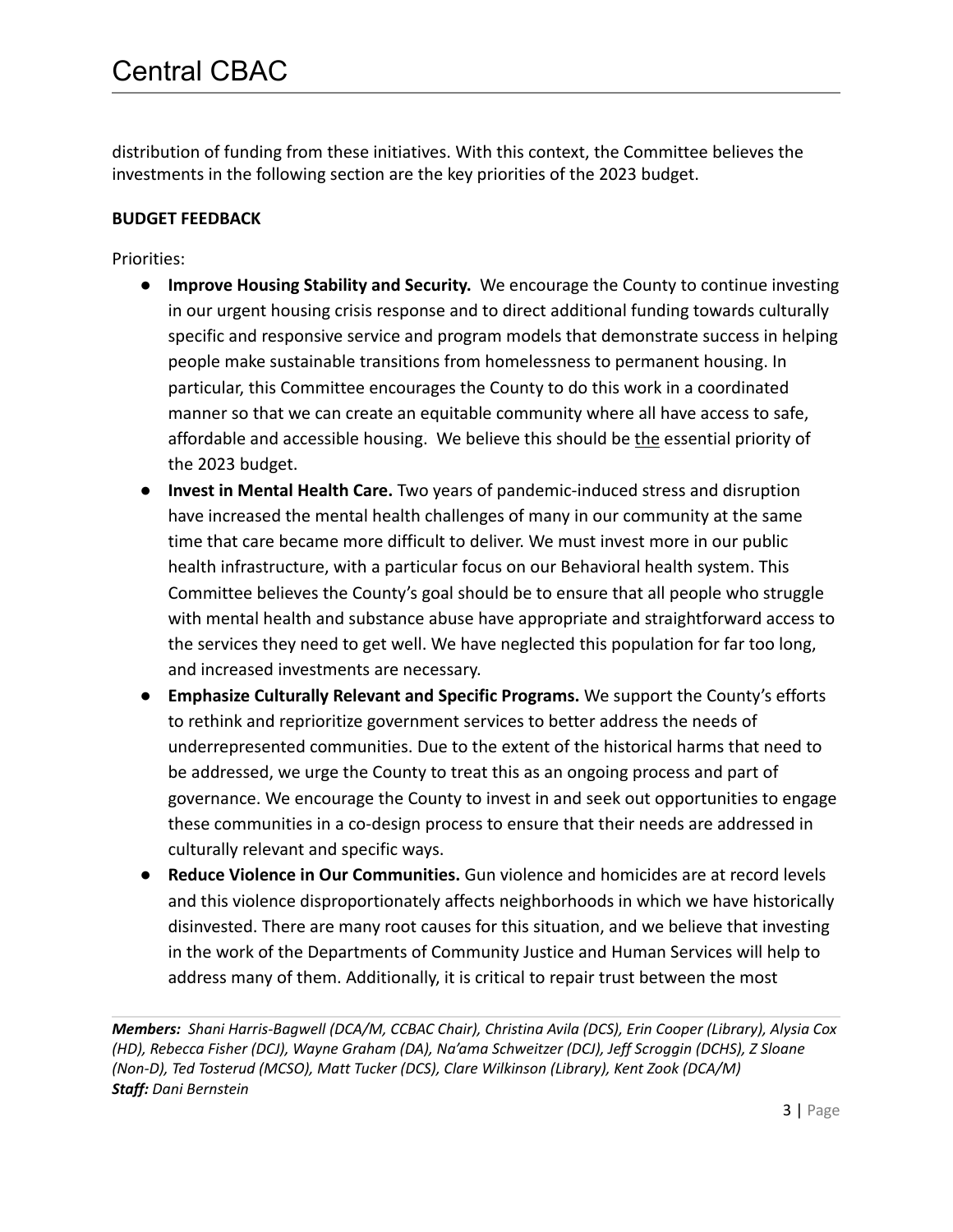distribution of funding from these initiatives. With this context, the Committee believes the investments in the following section are the key priorities of the 2023 budget.

**BUDGET FEEDBACK**

Priorities:

- **Improve Housing Stability and Security.** We encourage the County to continue investing in our urgent housing crisis response and to direct additional funding towards culturally specific and responsive service and program models that demonstrate success in helping people make sustainable transitions from homelessness to permanent housing. In particular, this Committee encourages the County to do this work in a coordinated manner so that we can create an equitable community where all have access to safe, affordable and accessible housing. We believe this should be <u>the</u> essential priority of the 2023 budget.
- **Invest in Mental Health Care.** Two years of pandemic-induced stress and disruption have increased the mental health challenges of many in our community at the same time that care became more difficult to deliver. We must invest more in our public health infrastructure, with a particular focus on our Behavioral health system. This Committee believes the County's goal should be to ensure that all people who struggle with mental health and substance abuse have appropriate and straightforward access to the services they need to get well. We have neglected this population for far too long, and increased investments are necessary.
- **Emphasize Culturally Relevant and Specific Programs.** We support the County's efforts to rethink and reprioritize government services to better address the needs of underrepresented communities. Due to the extent of the historical harms that need to be addressed, we urge the County to treat this as an ongoing process and part of governance. We encourage the County to invest in and seek out opportunities to engage these communities in a co-design process to ensure that their needs are addressed in culturally relevant and specific ways.
- **Reduce Violence in Our Communities.** Gun violence and homicides are at record levels and this violence disproportionately affects neighborhoods in which we have historically disinvested. There are many root causes for this situation, and we believe that investing in the work of the Departments of Community Justice and Human Services will help to address many of them. Additionally, it is critical to repair trust between the most

***Members:** Shani Harris-Bagwell (DCA/M, CCBAC Chair), Christina Avila (DCS), Erin Cooper (Library), Alysia Cox (HD), Rebecca Fisher (DCJ), Wayne Graham (DA), Na'ama Schweitzer (DCJ), Jeff Scroggin (DCHS), Z Sloane (Non-D), Ted Tosterud (MCSO), Matt Tucker (DCS), Clare Wilkinson (Library), Kent Zook (DCA/M)*
***Staff:** Dani Bernstein*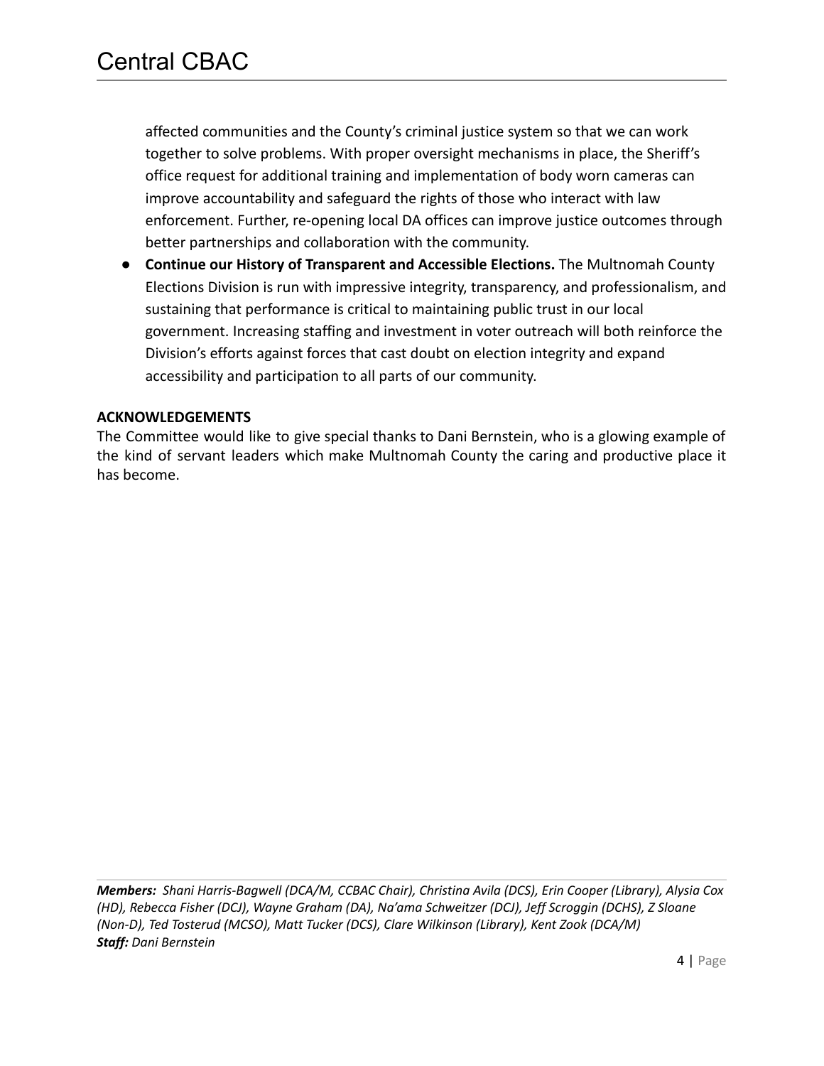affected communities and the County's criminal justice system so that we can work together to solve problems. With proper oversight mechanisms in place, the Sheriff's office request for additional training and implementation of body worn cameras can improve accountability and safeguard the rights of those who interact with law enforcement. Further, re-opening local DA offices can improve justice outcomes through better partnerships and collaboration with the community.

- **Continue our History of Transparent and Accessible Elections.** The Multnomah County Elections Division is run with impressive integrity, transparency, and professionalism, and sustaining that performance is critical to maintaining public trust in our local government. Increasing staffing and investment in voter outreach will both reinforce the Division's efforts against forces that cast doubt on election integrity and expand accessibility and participation to all parts of our community.

**ACKNOWLEDGEMENTS**

The Committee would like to give special thanks to Dani Bernstein, who is a glowing example of the kind of servant leaders which make Multnomah County the caring and productive place it has become.

***Members:*** *Shani Harris-Bagwell (DCA/M, CCBAC Chair), Christina Avila (DCS), Erin Cooper (Library), Alysia Cox (HD), Rebecca Fisher (DCJ), Wayne Graham (DA), Na'ama Schweitzer (DCJ), Jeff Scroggin (DCHS), Z Sloane (Non-D), Ted Tosterud (MCSO), Matt Tucker (DCS), Clare Wilkinson (Library), Kent Zook (DCA/M)*
***Staff:*** *Dani Bernstein*